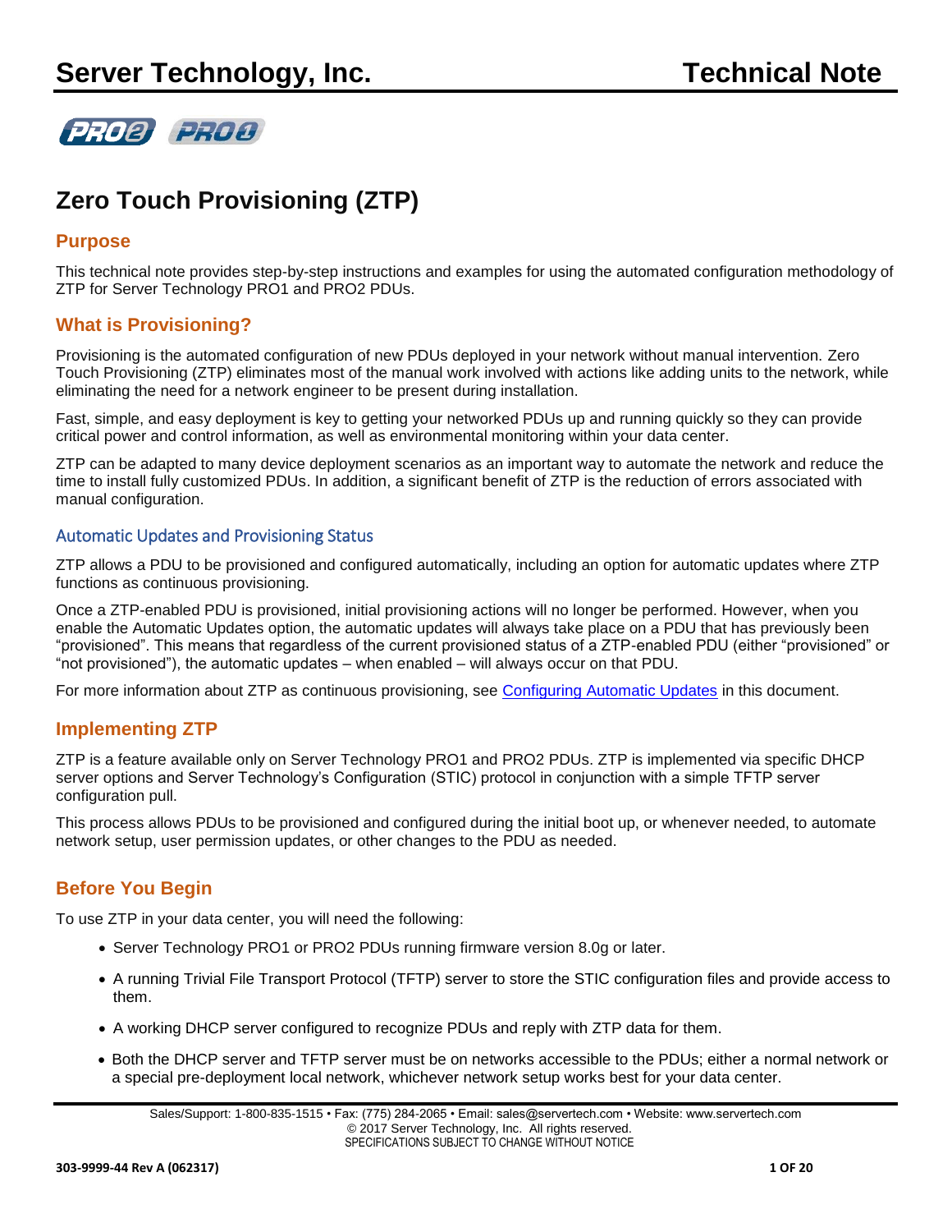# Zero Touch Provisioning (ZTP)

## Purpose

This technical note provides step-by-step instructions and examples for using the automated configuration methodology of ZTP for Server Technology PRO1 and PRO2 PDUs.

## What is Provisioning?

Provisioning is the automated configuration of new PDUs deployed in your network without manual intervention. Zero Touch Provisioning (ZTP) eliminates most of the manual work involved with actions like adding units to the network, while eliminating the need for a network engineer to be present during installation.

Fast, simple, and easy deployment is key to getting your networked PDUs up and running quickly so they can provide critical power and control information, as well as environmental monitoring within your data center.

ZTP can be adapted to many device deployment scenarios as an important way to automate the network and reduce the time to install fully customized PDUs. In addition, a significant benefit of ZTP is the reduction of errors associated with manual configuration.

### Automatic Updates and Provisioning Status

ZTP allows a PDU to be provisioned and configured automatically, including an option for automatic updates where ZTP functions as continuous provisioning.

Once a ZTP-enabled PDU is provisioned, initial provisioning actions will no longer be performed. However, when you enable the Automatic Updates option, the automatic updates will always take place on a PDU that has previously been "provisioned". This means that regardless of the current provisioned status of a ZTP-enabled PDU (either "provisioned" or "not provisioned"), the automatic updates – when enabled – will always occur on that PDU.

For more information about ZTP as continuous provisioning, see Configuring Automatic Updates in this document.

## Implementing ZTP

ZTP is a feature available only on Server Technology PRO1 and PRO2 PDUs. ZTP is implemented via specific DHCP server options and Server Technology's Configuration (STIC) protocol in conjunction with a simple TFTP server configuration pull.

This process allows PDUs to be provisioned and configured during the initial boot up, or whenever needed, to automate network setup, user permission updates, or other changes to the PDU as needed.

## Before You Begin

To use ZTP in your data center, you will need the following:

- Server Technology PRO1 or PRO2 PDUs running firmware version 8.0g or later.
- A running Trivial File Transport Protocol (TFTP) server to store the STIC configuration files and provide access to them.
- A working DHCP server configured to recognize PDUs and reply with ZTP data for them.
- Both the DHCP server and TFTP server must be on networks accessible to the PDUs; either a normal network or a special pre-deployment local network, whichever network setup works best for your data center.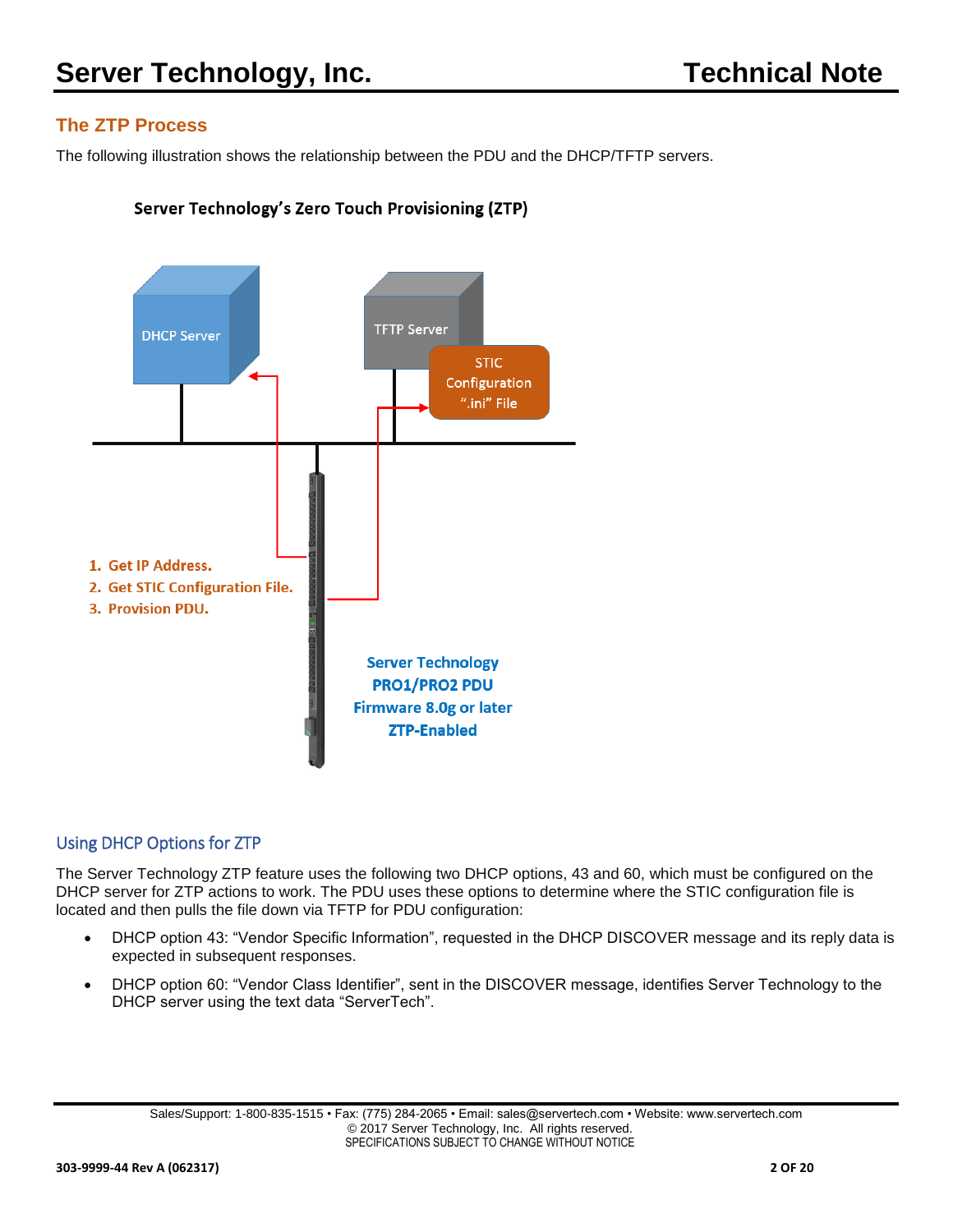## The ZTP Process

The following illustration shows the relationship between the PDU and the DHCP/TFTP servers.

**Server Technology's Zero Touch Provisioning (ZTP)**

DHCP Server

TFTP Server

STIC Configuration ".ini" File

1. Get IP Address.
2. Get STIC Configuration File.
3. Provision PDU.

**Server Technology PRO1/PRO2 PDU Firmware 8.0g or later ZTP-Enabled**

### Using DHCP Options for ZTP

The Server Technology ZTP feature uses the following two DHCP options, 43 and 60, which must be configured on the DHCP server for ZTP actions to work. The PDU uses these options to determine where the STIC configuration file is located and then pulls the file down via TFTP for PDU configuration:

- DHCP option 43: "Vendor Specific Information", requested in the DHCP DISCOVER message and its reply data is expected in subsequent responses.
- DHCP option 60: "Vendor Class Identifier", sent in the DISCOVER message, identifies Server Technology to the DHCP server using the text data "ServerTech".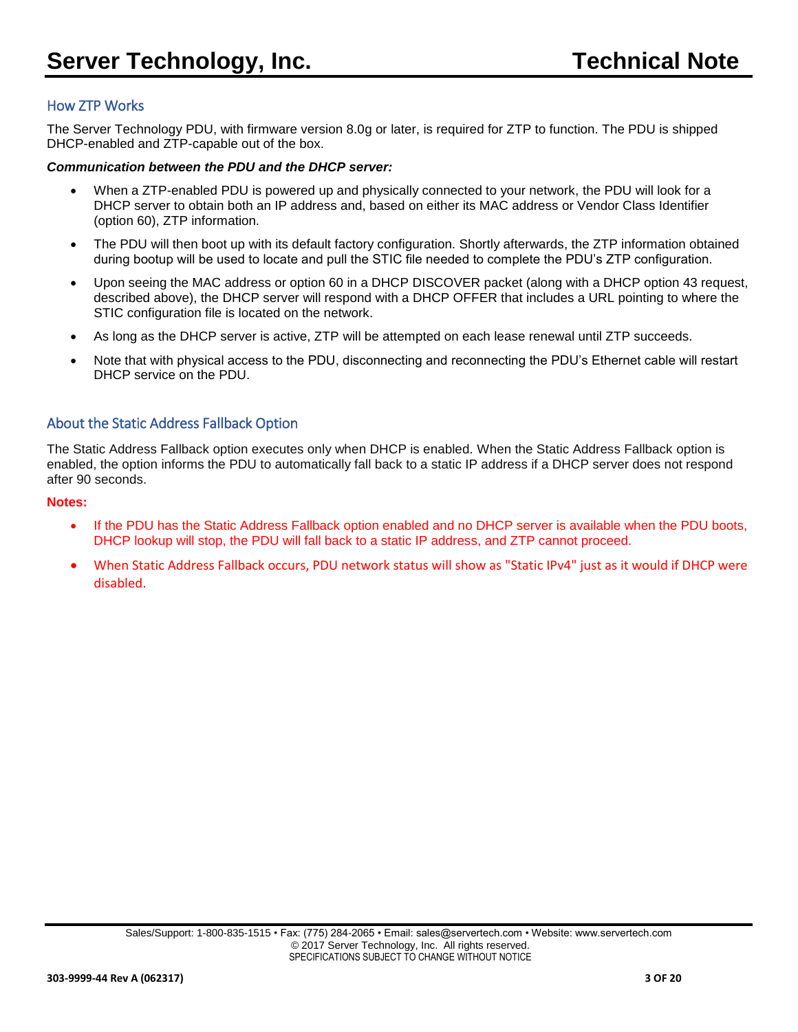## How ZTP Works

The Server Technology PDU, with firmware version 8.0g or later, is required for ZTP to function. The PDU is shipped DHCP-enabled and ZTP-capable out of the box.

***Communication between the PDU and the DHCP server:***

- When a ZTP-enabled PDU is powered up and physically connected to your network, the PDU will look for a DHCP server to obtain both an IP address and, based on either its MAC address or Vendor Class Identifier (option 60), ZTP information.
- The PDU will then boot up with its default factory configuration. Shortly afterwards, the ZTP information obtained during bootup will be used to locate and pull the STIC file needed to complete the PDU's ZTP configuration.
- Upon seeing the MAC address or option 60 in a DHCP DISCOVER packet (along with a DHCP option 43 request, described above), the DHCP server will respond with a DHCP OFFER that includes a URL pointing to where the STIC configuration file is located on the network.
- As long as the DHCP server is active, ZTP will be attempted on each lease renewal until ZTP succeeds.
- Note that with physical access to the PDU, disconnecting and reconnecting the PDU's Ethernet cable will restart DHCP service on the PDU.

## About the Static Address Fallback Option

The Static Address Fallback option executes only when DHCP is enabled. When the Static Address Fallback option is enabled, the option informs the PDU to automatically fall back to a static IP address if a DHCP server does not respond after 90 seconds.

**Notes:**

- If the PDU has the Static Address Fallback option enabled and no DHCP server is available when the PDU boots, DHCP lookup will stop, the PDU will fall back to a static IP address, and ZTP cannot proceed.
- When Static Address Fallback occurs, PDU network status will show as "Static IPv4" just as it would if DHCP were disabled.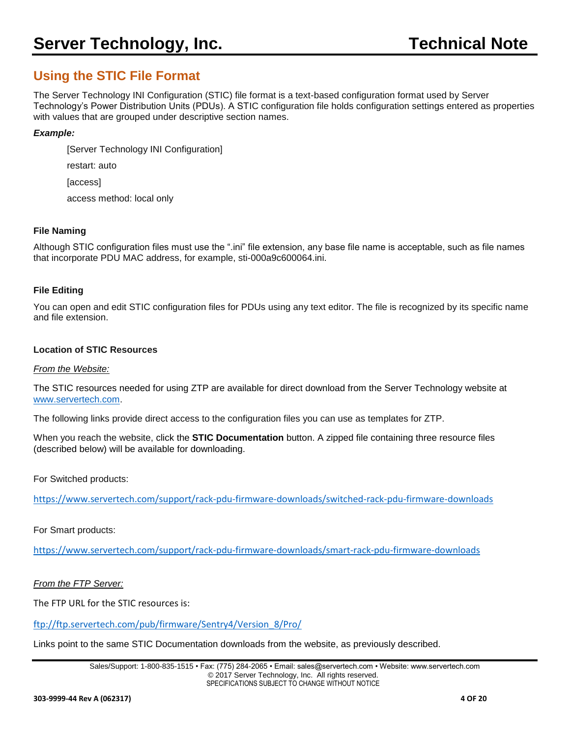## Using the STIC File Format

The Server Technology INI Configuration (STIC) file format is a text-based configuration format used by Server Technology's Power Distribution Units (PDUs). A STIC configuration file holds configuration settings entered as properties with values that are grouped under descriptive section names.

***Example:***

```
[Server Technology INI Configuration]
restart: auto
[access]
access method: local only
```

### File Naming

Although STIC configuration files must use the ".ini" file extension, any base file name is acceptable, such as file names that incorporate PDU MAC address, for example, sti-000a9c600064.ini.

### File Editing

You can open and edit STIC configuration files for PDUs using any text editor. The file is recognized by its specific name and file extension.

### Location of STIC Resources

*From the Website:*

The STIC resources needed for using ZTP are available for direct download from the Server Technology website at www.servertech.com.

The following links provide direct access to the configuration files you can use as templates for ZTP.

When you reach the website, click the **STIC Documentation** button. A zipped file containing three resource files (described below) will be available for downloading.

For Switched products:

https://www.servertech.com/support/rack-pdu-firmware-downloads/switched-rack-pdu-firmware-downloads

For Smart products:

https://www.servertech.com/support/rack-pdu-firmware-downloads/smart-rack-pdu-firmware-downloads

*From the FTP Server:*

The FTP URL for the STIC resources is:

ftp://ftp.servertech.com/pub/firmware/Sentry4/Version_8/Pro/

Links point to the same STIC Documentation downloads from the website, as previously described.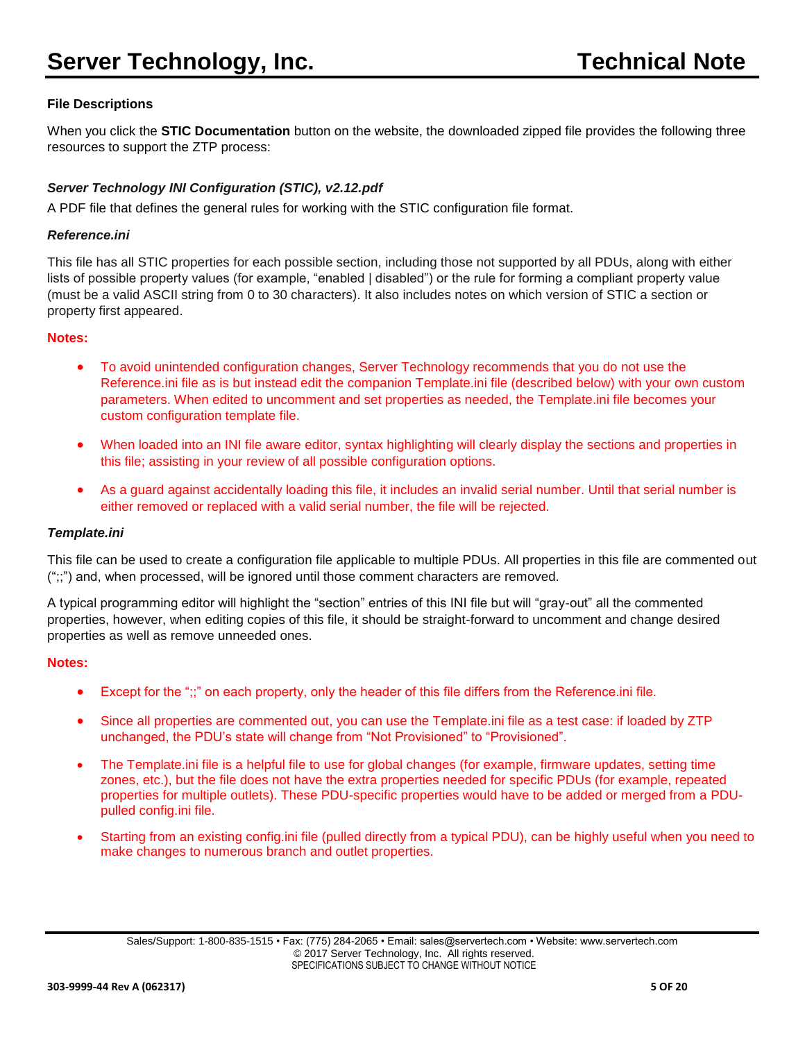### File Descriptions

When you click the **STIC Documentation** button on the website, the downloaded zipped file provides the following three resources to support the ZTP process:

#### *Server Technology INI Configuration (STIC), v2.12.pdf*

A PDF file that defines the general rules for working with the STIC configuration file format.

#### *Reference.ini*

This file has all STIC properties for each possible section, including those not supported by all PDUs, along with either lists of possible property values (for example, "enabled | disabled") or the rule for forming a compliant property value (must be a valid ASCII string from 0 to 30 characters). It also includes notes on which version of STIC a section or property first appeared.

**Notes:**

- To avoid unintended configuration changes, Server Technology recommends that you do not use the Reference.ini file as is but instead edit the companion Template.ini file (described below) with your own custom parameters. When edited to uncomment and set properties as needed, the Template.ini file becomes your custom configuration template file.
- When loaded into an INI file aware editor, syntax highlighting will clearly display the sections and properties in this file; assisting in your review of all possible configuration options.
- As a guard against accidentally loading this file, it includes an invalid serial number. Until that serial number is either removed or replaced with a valid serial number, the file will be rejected.

#### *Template.ini*

This file can be used to create a configuration file applicable to multiple PDUs. All properties in this file are commented out (";;") and, when processed, will be ignored until those comment characters are removed.

A typical programming editor will highlight the "section" entries of this INI file but will "gray-out" all the commented properties, however, when editing copies of this file, it should be straight-forward to uncomment and change desired properties as well as remove unneeded ones.

**Notes:**

- Except for the ";;" on each property, only the header of this file differs from the Reference.ini file.
- Since all properties are commented out, you can use the Template.ini file as a test case: if loaded by ZTP unchanged, the PDU's state will change from "Not Provisioned" to "Provisioned".
- The Template.ini file is a helpful file to use for global changes (for example, firmware updates, setting time zones, etc.), but the file does not have the extra properties needed for specific PDUs (for example, repeated properties for multiple outlets). These PDU-specific properties would have to be added or merged from a PDU-pulled config.ini file.
- Starting from an existing config.ini file (pulled directly from a typical PDU), can be highly useful when you need to make changes to numerous branch and outlet properties.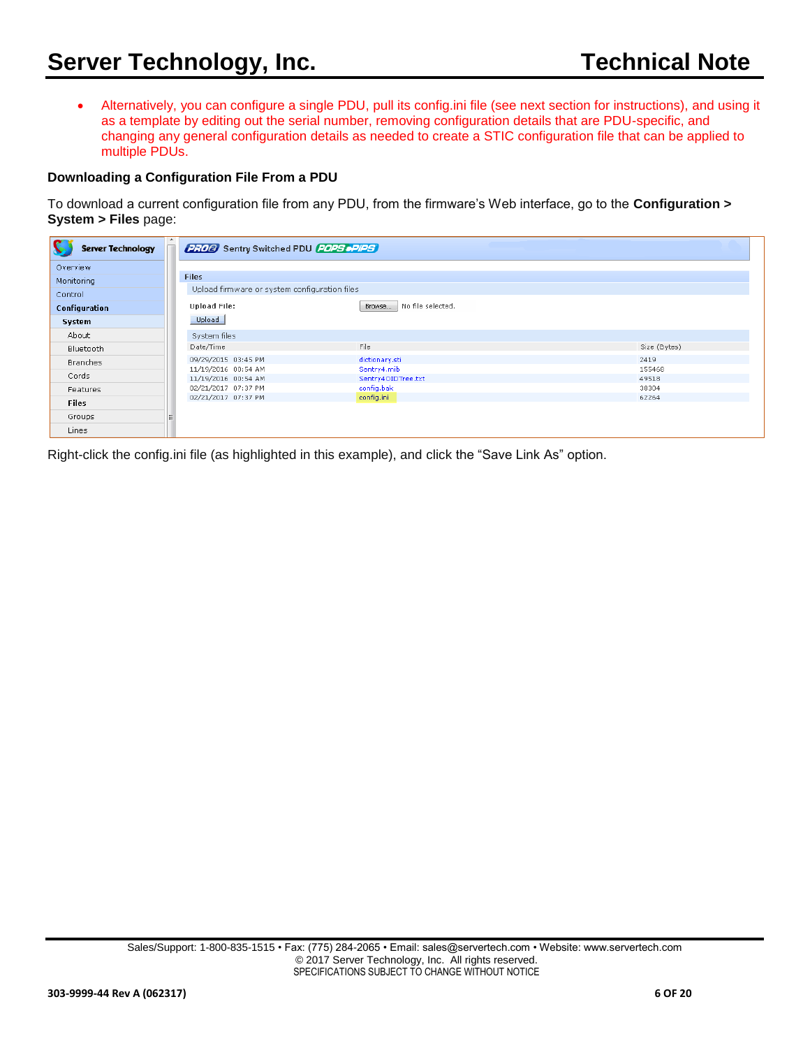- Alternatively, you can configure a single PDU, pull its config.ini file (see next section for instructions), and using it as a template by editing out the serial number, removing configuration details that are PDU-specific, and changing any general configuration details as needed to create a STIC configuration file that can be applied to multiple PDUs.

**Downloading a Configuration File From a PDU**

To download a current configuration file from any PDU, from the firmware's Web interface, go to the **Configuration > System > Files** page:

Right-click the config.ini file (as highlighted in this example), and click the "Save Link As" option.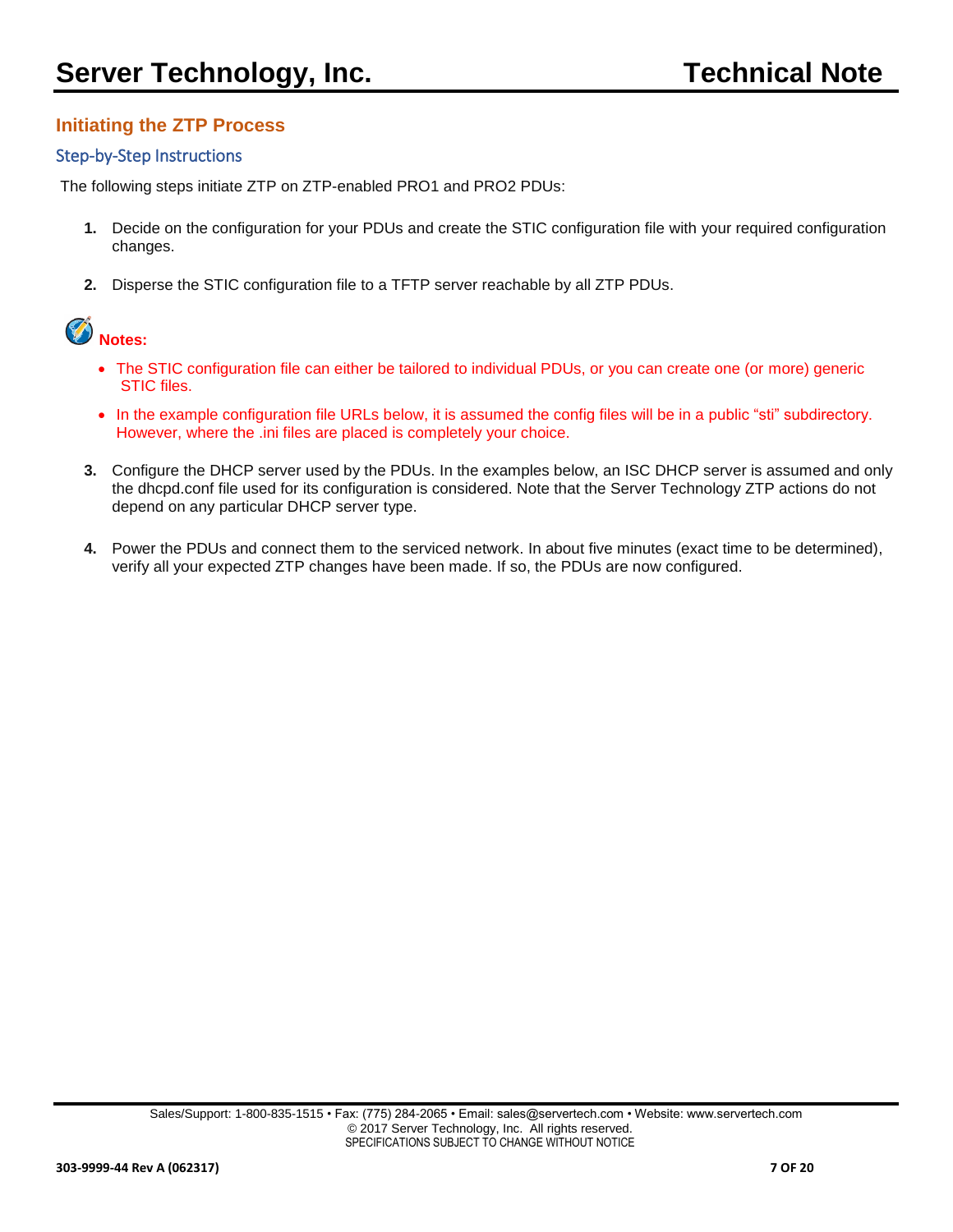## Initiating the ZTP Process

### Step-by-Step Instructions

The following steps initiate ZTP on ZTP-enabled PRO1 and PRO2 PDUs:

1. Decide on the configuration for your PDUs and create the STIC configuration file with your required configuration changes.

2. Disperse the STIC configuration file to a TFTP server reachable by all ZTP PDUs.

**Notes:**

- The STIC configuration file can either be tailored to individual PDUs, or you can create one (or more) generic STIC files.
- In the example configuration file URLs below, it is assumed the config files will be in a public "sti" subdirectory. However, where the .ini files are placed is completely your choice.

3. Configure the DHCP server used by the PDUs. In the examples below, an ISC DHCP server is assumed and only the dhcpd.conf file used for its configuration is considered. Note that the Server Technology ZTP actions do not depend on any particular DHCP server type.

4. Power the PDUs and connect them to the serviced network. In about five minutes (exact time to be determined), verify all your expected ZTP changes have been made. If so, the PDUs are now configured.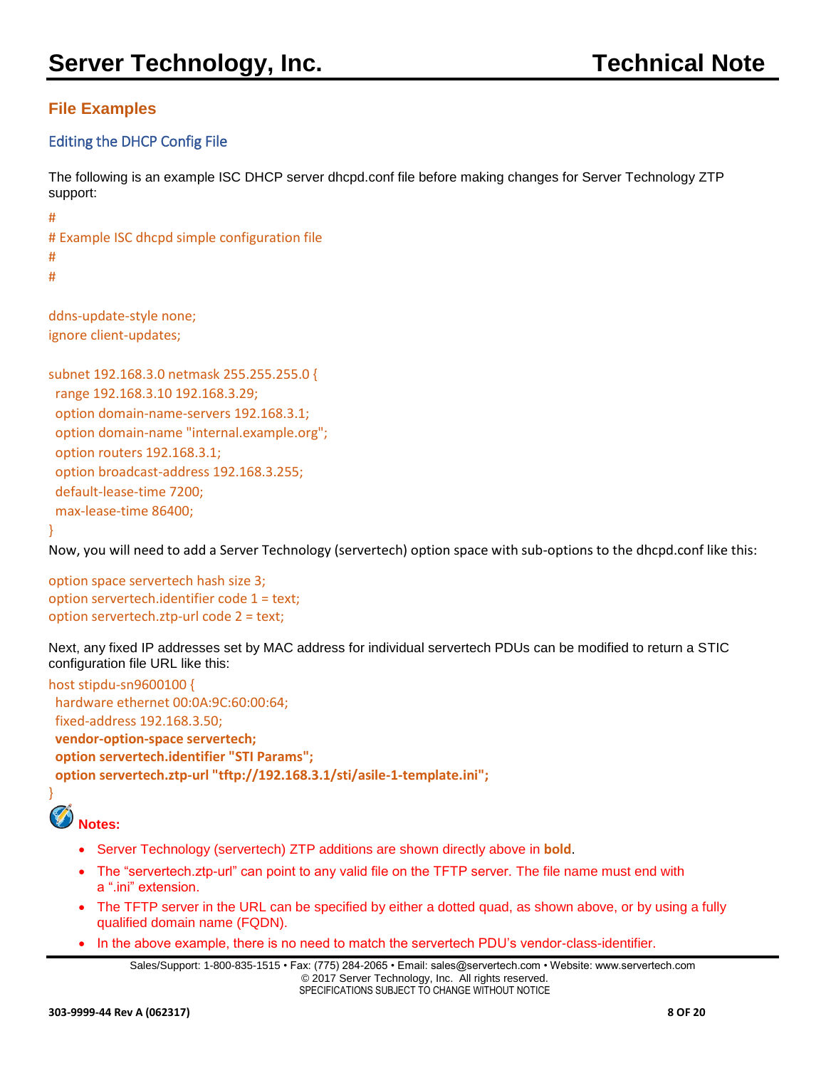## File Examples

### Editing the DHCP Config File

The following is an example ISC DHCP server dhcpd.conf file before making changes for Server Technology ZTP support:

```
#
# Example ISC dhcpd simple configuration file
#
#

ddns-update-style none;
ignore client-updates;

subnet 192.168.3.0 netmask 255.255.255.0 {
  range 192.168.3.10 192.168.3.29;
  option domain-name-servers 192.168.3.1;
  option domain-name "internal.example.org";
  option routers 192.168.3.1;
  option broadcast-address 192.168.3.255;
  default-lease-time 7200;
  max-lease-time 86400;
}
```

Now, you will need to add a Server Technology (servertech) option space with sub-options to the dhcpd.conf like this:

```
option space servertech hash size 3;
option servertech.identifier code 1 = text;
option servertech.ztp-url code 2 = text;
```

Next, any fixed IP addresses set by MAC address for individual servertech PDUs can be modified to return a STIC configuration file URL like this:

```
host stipdu-sn9600100 {
  hardware ethernet 00:0A:9C:60:00:64;
  fixed-address 192.168.3.50;
  vendor-option-space servertech;
  option servertech.identifier "STI Params";
  option servertech.ztp-url "tftp://192.168.3.1/sti/asile-1-template.ini";
}
```

**Notes:**

- Server Technology (servertech) ZTP additions are shown directly above in **bold**.
- The "servertech.ztp-url" can point to any valid file on the TFTP server. The file name must end with a ".ini" extension.
- The TFTP server in the URL can be specified by either a dotted quad, as shown above, or by using a fully qualified domain name (FQDN).
- In the above example, there is no need to match the servertech PDU's vendor-class-identifier.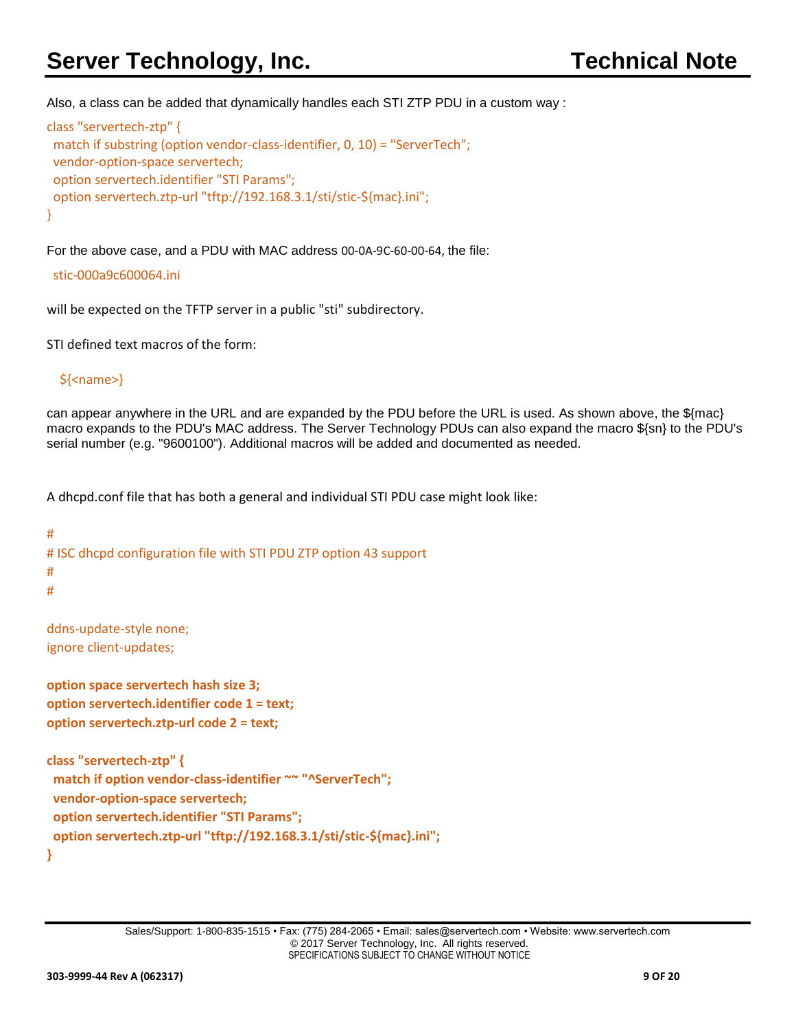Also, a class can be added that dynamically handles each STI ZTP PDU in a custom way :

```
class "servertech-ztp" {
  match if substring (option vendor-class-identifier, 0, 10) = "ServerTech";
  vendor-option-space servertech;
  option servertech.identifier "STI Params";
  option servertech.ztp-url "tftp://192.168.3.1/sti/stic-${mac}.ini";
}
```

For the above case, and a PDU with MAC address 00-0A-9C-60-00-64, the file:

```
stic-000a9c600064.ini
```

will be expected on the TFTP server in a public "sti" subdirectory.

STI defined text macros of the form:

```
${<name>}
```

can appear anywhere in the URL and are expanded by the PDU before the URL is used. As shown above, the ${mac} macro expands to the PDU's MAC address. The Server Technology PDUs can also expand the macro ${sn} to the PDU's serial number (e.g. "9600100"). Additional macros will be added and documented as needed.

A dhcpd.conf file that has both a general and individual STI PDU case might look like:

```
#
# ISC dhcpd configuration file with STI PDU ZTP option 43 support
#
#

ddns-update-style none;
ignore client-updates;

option space servertech hash size 3;
option servertech.identifier code 1 = text;
option servertech.ztp-url code 2 = text;

class "servertech-ztp" {
  match if option vendor-class-identifier ~~ "^ServerTech";
  vendor-option-space servertech;
  option servertech.identifier "STI Params";
  option servertech.ztp-url "tftp://192.168.3.1/sti/stic-${mac}.ini";
}
```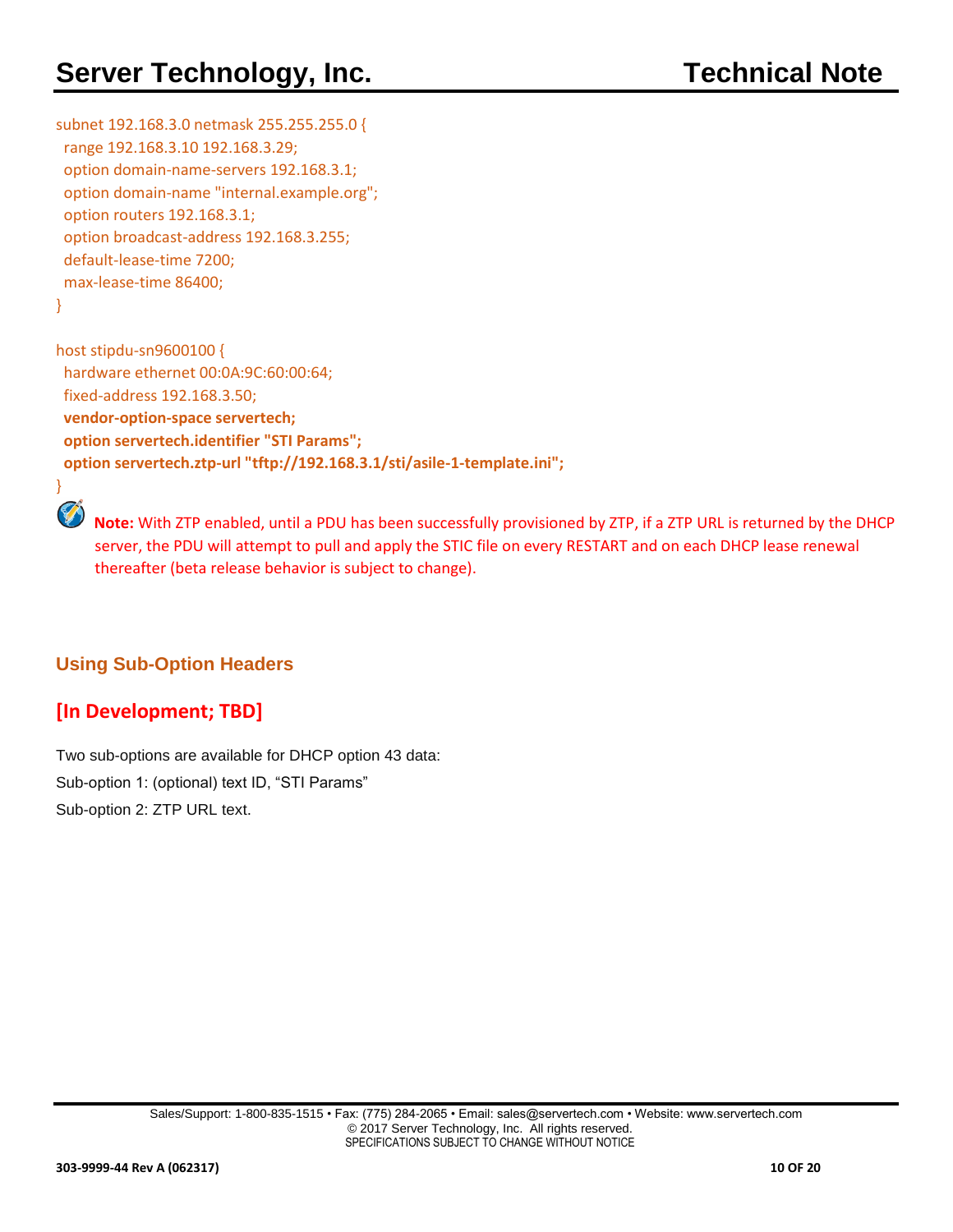```
subnet 192.168.3.0 netmask 255.255.255.0 {
  range 192.168.3.10 192.168.3.29;
  option domain-name-servers 192.168.3.1;
  option domain-name "internal.example.org";
  option routers 192.168.3.1;
  option broadcast-address 192.168.3.255;
  default-lease-time 7200;
  max-lease-time 86400;
}

host stipdu-sn9600100 {
  hardware ethernet 00:0A:9C:60:00:64;
  fixed-address 192.168.3.50;
  vendor-option-space servertech;
  option servertech.identifier "STI Params";
  option servertech.ztp-url "tftp://192.168.3.1/sti/asile-1-template.ini";
}
```

**Note:** With ZTP enabled, until a PDU has been successfully provisioned by ZTP, if a ZTP URL is returned by the DHCP server, the PDU will attempt to pull and apply the STIC file on every RESTART and on each DHCP lease renewal thereafter (beta release behavior is subject to change).

### Using Sub-Option Headers

## [In Development; TBD]

Two sub-options are available for DHCP option 43 data:

Sub-option 1: (optional) text ID, “STI Params”

Sub-option 2: ZTP URL text.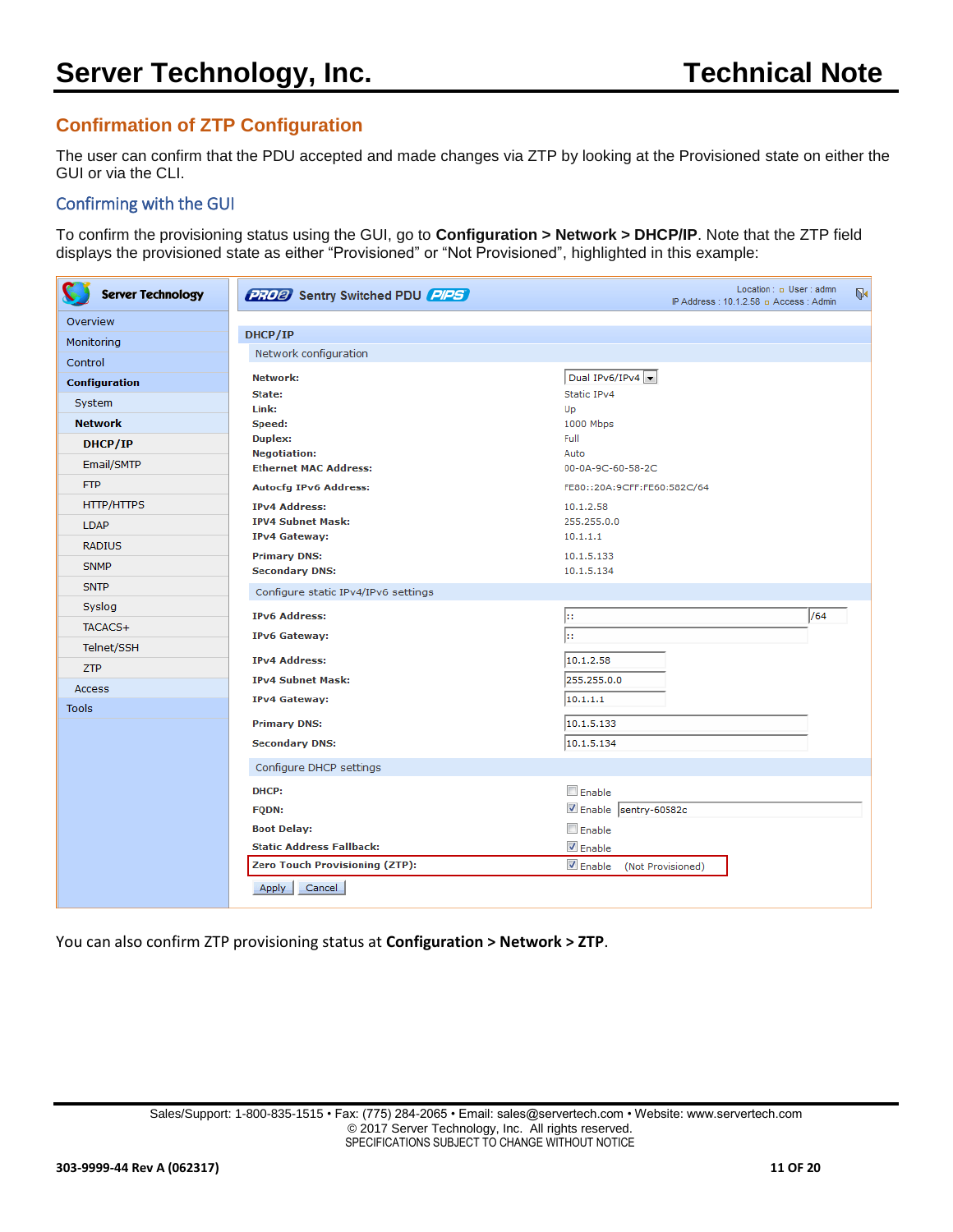## Confirmation of ZTP Configuration

The user can confirm that the PDU accepted and made changes via ZTP by looking at the Provisioned state on either the GUI or via the CLI.

### Confirming with the GUI

To confirm the provisioning status using the GUI, go to **Configuration > Network > DHCP/IP**. Note that the ZTP field displays the provisioned state as either “Provisioned” or “Not Provisioned”, highlighted in this example:

Server Technology | PRO2 Sentry Switched PDU PIPS | Location : User : admn | IP Address : 10.1.2.58 Access : Admin

- Overview
- Monitoring
- Control
- **Configuration**
  - System
  - **Network**
    - **DHCP/IP**
    - Email/SMTP
    - FTP
    - HTTP/HTTPS
    - LDAP
    - RADIUS
    - SNMP
    - SNTP
    - Syslog
    - TACACS+
    - Telnet/SSH
    - ZTP
  - Access
- Tools

**DHCP/IP**

Network configuration

| | |
|---|---|
| **Network:** | Dual IPv6/IPv4 |
| **State:** | Static IPv4 |
| **Link:** | Up |
| **Speed:** | 1000 Mbps |
| **Duplex:** | Full |
| **Negotiation:** | Auto |
| **Ethernet MAC Address:** | 00-0A-9C-60-58-2C |
| **Autocfg IPv6 Address:** | FE80::20A:9CFF:FE60:582C/64 |
| **IPv4 Address:** | 10.1.2.58 |
| **IPv4 Subnet Mask:** | 255.255.0.0 |
| **IPv4 Gateway:** | 10.1.1.1 |
| **Primary DNS:** | 10.1.5.133 |
| **Secondary DNS:** | 10.1.5.134 |

Configure static IPv4/IPv6 settings

| | |
|---|---|
| **IPv6 Address:** | :: /64 |
| **IPv6 Gateway:** | :: |
| **IPv4 Address:** | 10.1.2.58 |
| **IPv4 Subnet Mask:** | 255.255.0.0 |
| **IPv4 Gateway:** | 10.1.1.1 |
| **Primary DNS:** | 10.1.5.133 |
| **Secondary DNS:** | 10.1.5.134 |

Configure DHCP settings

| | |
|---|---|
| **DHCP:** | ☐ Enable |
| **FQDN:** | ☑ Enable sentry-60582c |
| **Boot Delay:** | ☐ Enable |
| **Static Address Fallback:** | ☑ Enable |
| **Zero Touch Provisioning (ZTP):** | ☑ Enable (Not Provisioned) |

Apply | Cancel

You can also confirm ZTP provisioning status at **Configuration > Network > ZTP**.

Sales/Support: 1-800-835-1515 • Fax: (775) 284-2065 • Email: sales@servertech.com • Website: www.servertech.com
© 2017 Server Technology, Inc. All rights reserved.
SPECIFICATIONS SUBJECT TO CHANGE WITHOUT NOTICE

303-9999-44 Rev A (062317)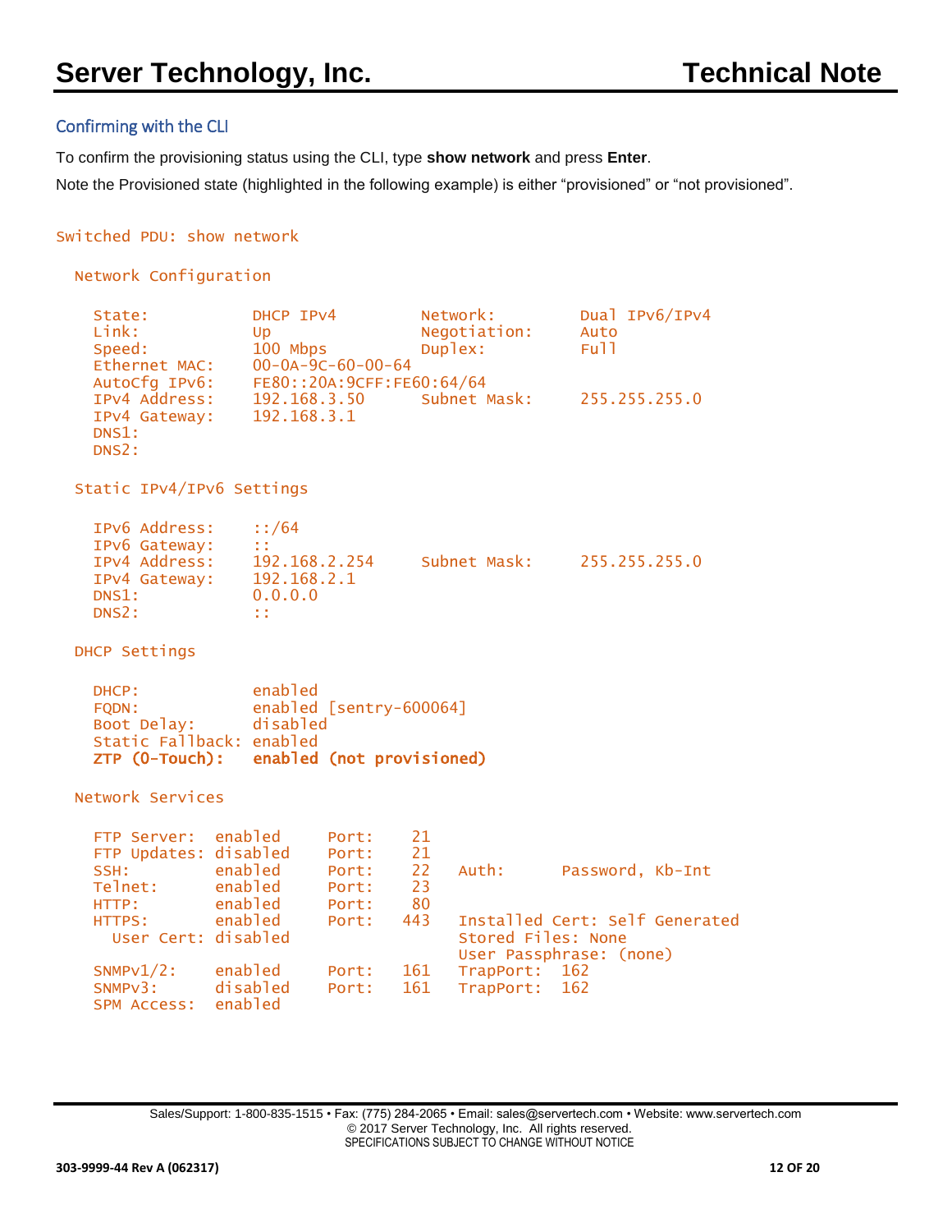## Confirming with the CLI

To confirm the provisioning status using the CLI, type **show network** and press **Enter**.

Note the Provisioned state (highlighted in the following example) is either “provisioned” or “not provisioned”.

```
Switched PDU: show network

  Network Configuration

    State:          DHCP IPv4         Network:        Dual IPv6/IPv4
    Link:           Up                Negotiation:    Auto
    Speed:          100 Mbps          Duplex:         Full
    Ethernet MAC:   00-0A-9C-60-00-64
    AutoCfg IPv6:   FE80::20A:9CFF:FE60:64/64
    IPv4 Address:   192.168.3.50      Subnet Mask:    255.255.255.0
    IPv4 Gateway:   192.168.3.1
    DNS1:
    DNS2:

  Static IPv4/IPv6 Settings

    IPv6 Address:   ::/64
    IPv6 Gateway:   ::
    IPv4 Address:   192.168.2.254     Subnet Mask:    255.255.255.0
    IPv4 Gateway:   192.168.2.1
    DNS1:           0.0.0.0
    DNS2:           ::

  DHCP Settings

    DHCP:           enabled
    FQDN:           enabled [sentry-600064]
    Boot Delay:     disabled
    Static Fallback: enabled
    ZTP (0-Touch):  enabled (not provisioned)

  Network Services

    FTP Server:  enabled     Port:    21
    FTP Updates: disabled    Port:    21
    SSH:         enabled     Port:    22   Auth:      Password, Kb-Int
    Telnet:      enabled     Port:    23
    HTTP:        enabled     Port:    80
    HTTPS:       enabled     Port:   443   Installed Cert: Self Generated
      User Cert: disabled                  Stored Files: None
                                           User Passphrase: (none)
    SNMPv1/2:    enabled     Port:   161   TrapPort:  162
    SNMPv3:      disabled    Port:   161   TrapPort:  162
    SPM Access:  enabled
```

Sales/Support: 1-800-835-1515 • Fax: (775) 284-2065 • Email: sales@servertech.com • Website: www.servertech.com
© 2017 Server Technology, Inc. All rights reserved.
SPECIFICATIONS SUBJECT TO CHANGE WITHOUT NOTICE

303-9999-44 Rev A (062317)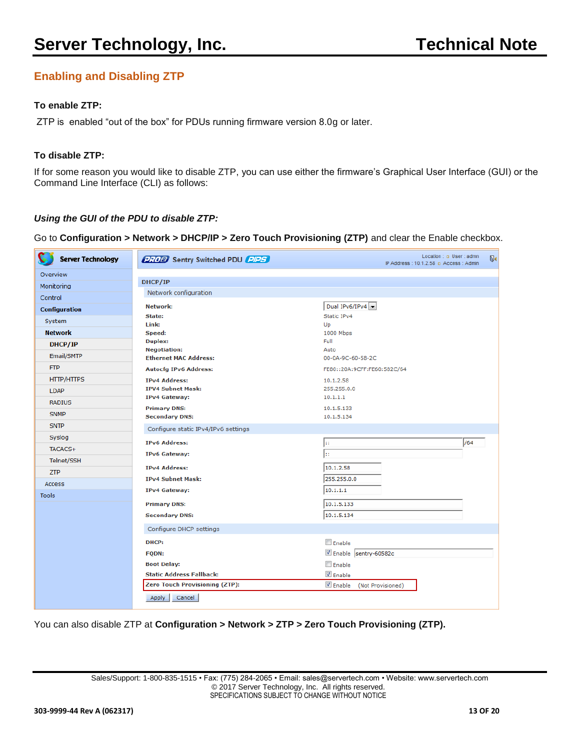## Enabling and Disabling ZTP

**To enable ZTP:**

ZTP is enabled “out of the box” for PDUs running firmware version 8.0g or later.

**To disable ZTP:**

If for some reason you would like to disable ZTP, you can use either the firmware’s Graphical User Interface (GUI) or the Command Line Interface (CLI) as follows:

***Using the GUI of the PDU to disable ZTP:***

Go to **Configuration > Network > DHCP/IP > Zero Touch Provisioning (ZTP)** and clear the Enable checkbox.

You can also disable ZTP at **Configuration > Network > ZTP > Zero Touch Provisioning (ZTP).**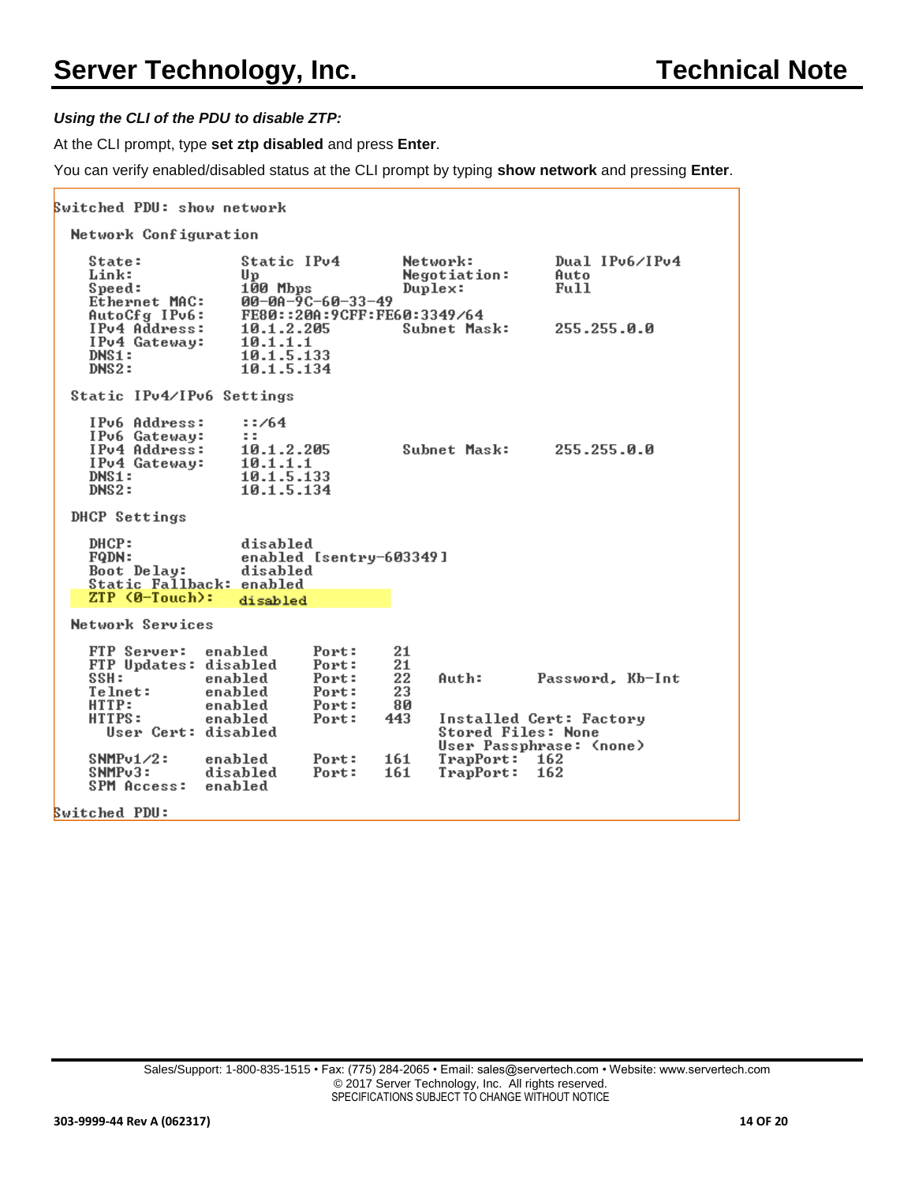***Using the CLI of the PDU to disable ZTP:***

At the CLI prompt, type **set ztp disabled** and press **Enter**.

You can verify enabled/disabled status at the CLI prompt by typing **show network** and pressing **Enter**.

```
Switched PDU: show network

  Network Configuration

    State:            Static IPv4        Network:         Dual IPv6/IPv4
    Link:             Up                 Negotiation:     Auto
    Speed:            100 Mbps           Duplex:          Full
    Ethernet MAC:     00-0A-9C-60-33-49
    AutoCfg IPv6:     FE80::20A:9CFF:FE60:3349/64
    IPv4 Address:     10.1.2.205         Subnet Mask:     255.255.0.0
    IPv4 Gateway:     10.1.1.1
    DNS1:             10.1.5.133
    DNS2:             10.1.5.134

  Static IPv4/IPv6 Settings

    IPv6 Address:     ::/64
    IPv6 Gateway:     ::
    IPv4 Address:     10.1.2.205         Subnet Mask:     255.255.0.0
    IPv4 Gateway:     10.1.1.1
    DNS1:             10.1.5.133
    DNS2:             10.1.5.134

  DHCP Settings

    DHCP:             disabled
    FQDN:             enabled [sentry-603349]
    Boot Delay:       disabled
    Static Fallback:  enabled
    ZTP (0-Touch):    disabled

  Network Services

    FTP Server:   enabled     Port:    21
    FTP Updates:  disabled    Port:    21
    SSH:          enabled     Port:    22    Auth:       Password, Kb-Int
    Telnet:       enabled     Port:    23
    HTTP:         enabled     Port:    80
    HTTPS:        enabled     Port:    443   Installed Cert: Factory
      User Cert:  disabled                   Stored Files: None
                                             User Passphrase: (none)
    SNMPv1/2:     enabled     Port:    161   TrapPort:   162
    SNMPv3:       disabled    Port:    161   TrapPort:   162
    SPM Access:   enabled

Switched PDU:
```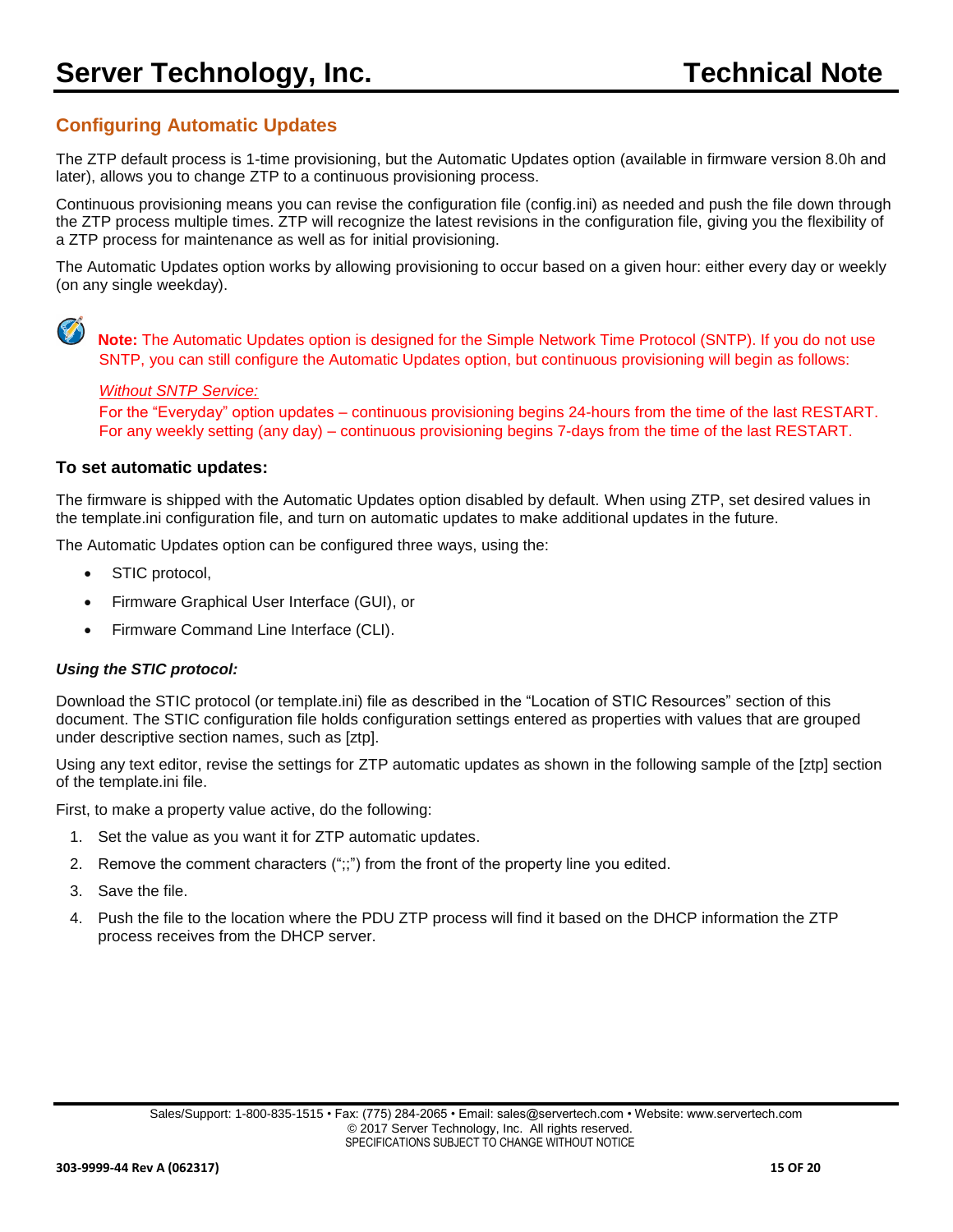## Configuring Automatic Updates

The ZTP default process is 1-time provisioning, but the Automatic Updates option (available in firmware version 8.0h and later), allows you to change ZTP to a continuous provisioning process.

Continuous provisioning means you can revise the configuration file (config.ini) as needed and push the file down through the ZTP process multiple times. ZTP will recognize the latest revisions in the configuration file, giving you the flexibility of a ZTP process for maintenance as well as for initial provisioning.

The Automatic Updates option works by allowing provisioning to occur based on a given hour: either every day or weekly (on any single weekday).

**Note:** The Automatic Updates option is designed for the Simple Network Time Protocol (SNTP). If you do not use SNTP, you can still configure the Automatic Updates option, but continuous provisioning will begin as follows:

*Without SNTP Service:*
For the "Everyday" option updates – continuous provisioning begins 24-hours from the time of the last RESTART.
For any weekly setting (any day) – continuous provisioning begins 7-days from the time of the last RESTART.

### To set automatic updates:

The firmware is shipped with the Automatic Updates option disabled by default. When using ZTP, set desired values in the template.ini configuration file, and turn on automatic updates to make additional updates in the future.

The Automatic Updates option can be configured three ways, using the:

- STIC protocol,
- Firmware Graphical User Interface (GUI), or
- Firmware Command Line Interface (CLI).

***Using the STIC protocol:***

Download the STIC protocol (or template.ini) file as described in the "Location of STIC Resources" section of this document. The STIC configuration file holds configuration settings entered as properties with values that are grouped under descriptive section names, such as [ztp].

Using any text editor, revise the settings for ZTP automatic updates as shown in the following sample of the [ztp] section of the template.ini file.

First, to make a property value active, do the following:

1. Set the value as you want it for ZTP automatic updates.
2. Remove the comment characters (";;") from the front of the property line you edited.
3. Save the file.
4. Push the file to the location where the PDU ZTP process will find it based on the DHCP information the ZTP process receives from the DHCP server.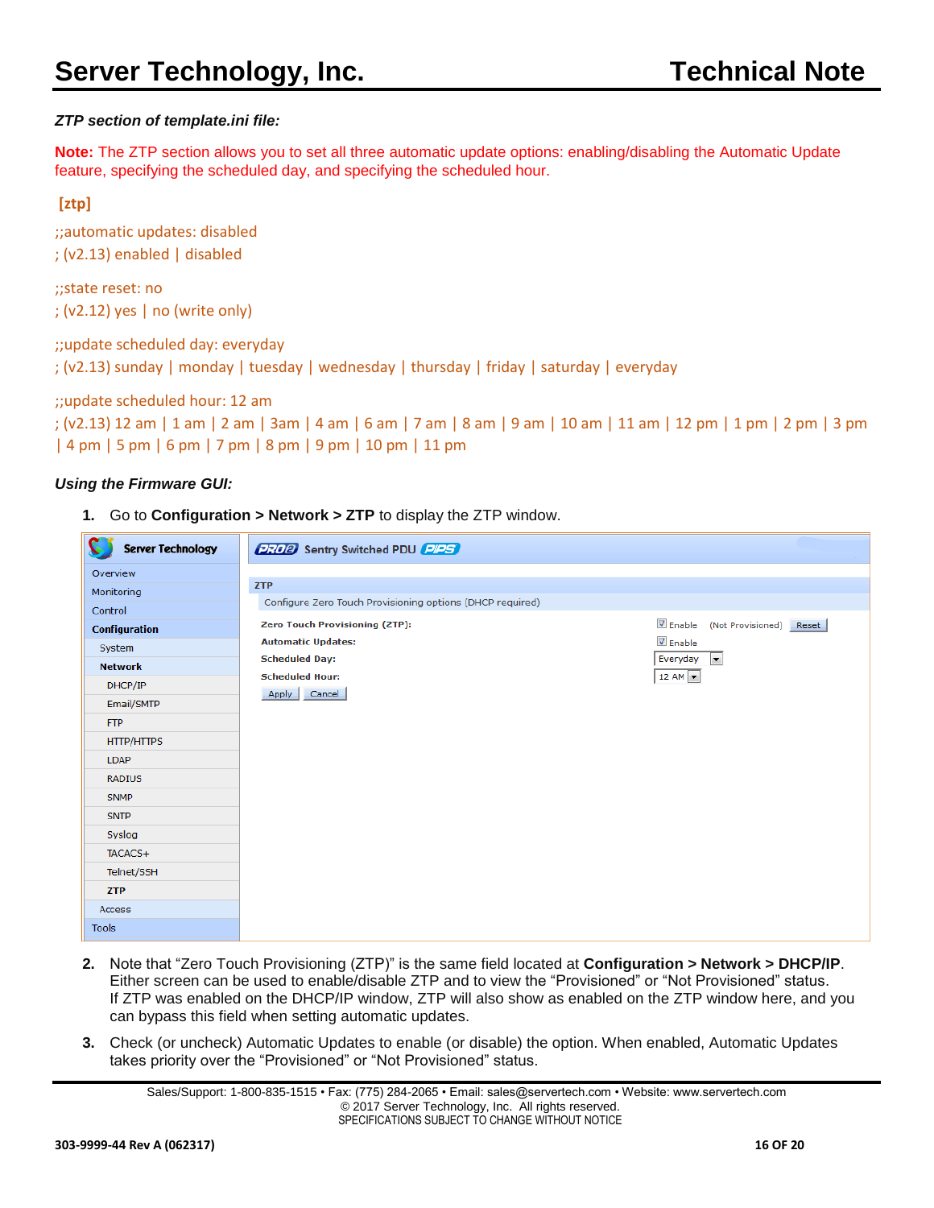***ZTP section of template.ini file:***

**Note:** The ZTP section allows you to set all three automatic update options: enabling/disabling the Automatic Update feature, specifying the scheduled day, and specifying the scheduled hour.

```
[ztp]
;;automatic updates: disabled
; (v2.13) enabled | disabled

;;state reset: no
; (v2.12) yes | no (write only)

;;update scheduled day: everyday
; (v2.13) sunday | monday | tuesday | wednesday | thursday | friday | saturday | everyday

;;update scheduled hour: 12 am
; (v2.13) 12 am | 1 am | 2 am | 3am | 4 am | 6 am | 7 am | 8 am | 9 am | 10 am | 11 am | 12 pm | 1 pm | 2 pm | 3 pm
| 4 pm | 5 pm | 6 pm | 7 pm | 8 pm | 9 pm | 10 pm | 11 pm
```

***Using the Firmware GUI:***

1. Go to **Configuration > Network > ZTP** to display the ZTP window.

2. Note that "Zero Touch Provisioning (ZTP)" is the same field located at **Configuration > Network > DHCP/IP**. Either screen can be used to enable/disable ZTP and to view the "Provisioned" or "Not Provisioned" status. If ZTP was enabled on the DHCP/IP window, ZTP will also show as enabled on the ZTP window here, and you can bypass this field when setting automatic updates.

3. Check (or uncheck) Automatic Updates to enable (or disable) the option. When enabled, Automatic Updates takes priority over the "Provisioned" or "Not Provisioned" status.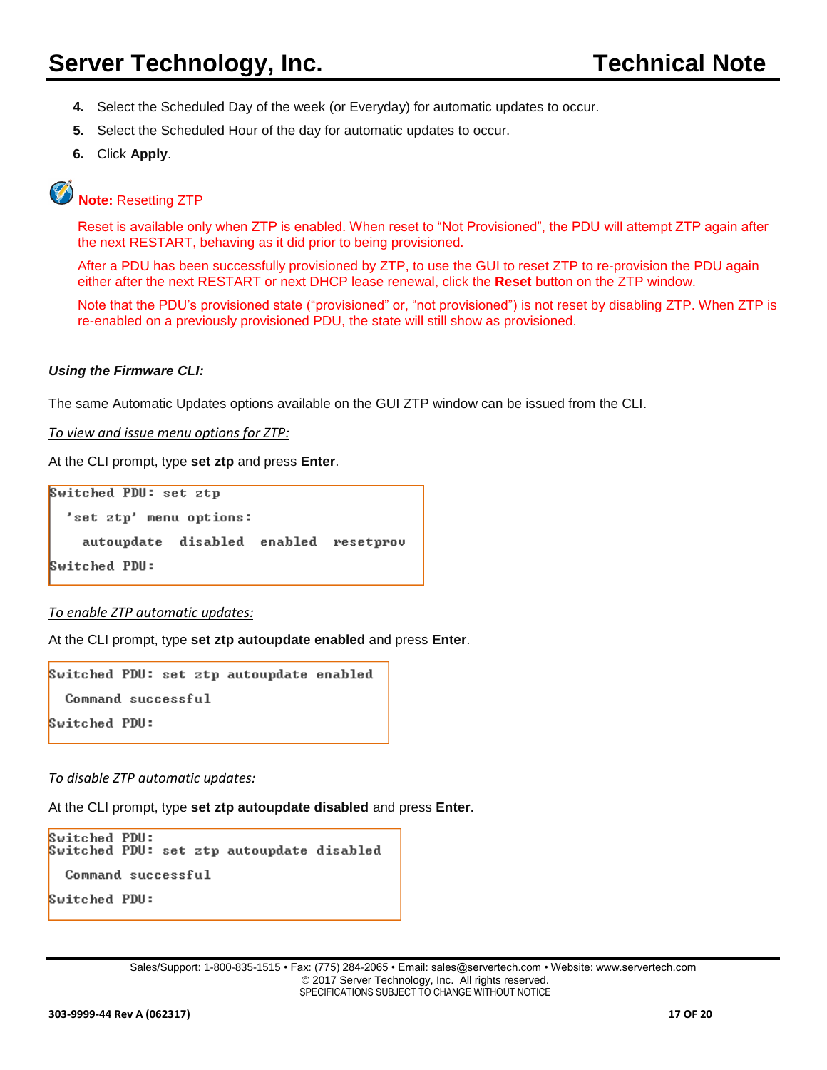4. Select the Scheduled Day of the week (or Everyday) for automatic updates to occur.
5. Select the Scheduled Hour of the day for automatic updates to occur.
6. Click **Apply**.

**Note:** Resetting ZTP

Reset is available only when ZTP is enabled. When reset to "Not Provisioned", the PDU will attempt ZTP again after the next RESTART, behaving as it did prior to being provisioned.

After a PDU has been successfully provisioned by ZTP, to use the GUI to reset ZTP to re-provision the PDU again either after the next RESTART or next DHCP lease renewal, click the **Reset** button on the ZTP window.

Note that the PDU's provisioned state ("provisioned" or, "not provisioned") is not reset by disabling ZTP. When ZTP is re-enabled on a previously provisioned PDU, the state will still show as provisioned.

***Using the Firmware CLI:***

The same Automatic Updates options available on the GUI ZTP window can be issued from the CLI.

*To view and issue menu options for ZTP:*

At the CLI prompt, type **set ztp** and press **Enter**.

```
Switched PDU: set ztp
  'set ztp' menu options:
    autoupdate  disabled  enabled  resetprov
Switched PDU:
```

*To enable ZTP automatic updates:*

At the CLI prompt, type **set ztp autoupdate enabled** and press **Enter**.

```
Switched PDU: set ztp autoupdate enabled
  Command successful
Switched PDU:
```

*To disable ZTP automatic updates:*

At the CLI prompt, type **set ztp autoupdate disabled** and press **Enter**.

```
Switched PDU:
Switched PDU: set ztp autoupdate disabled
  Command successful
Switched PDU:
```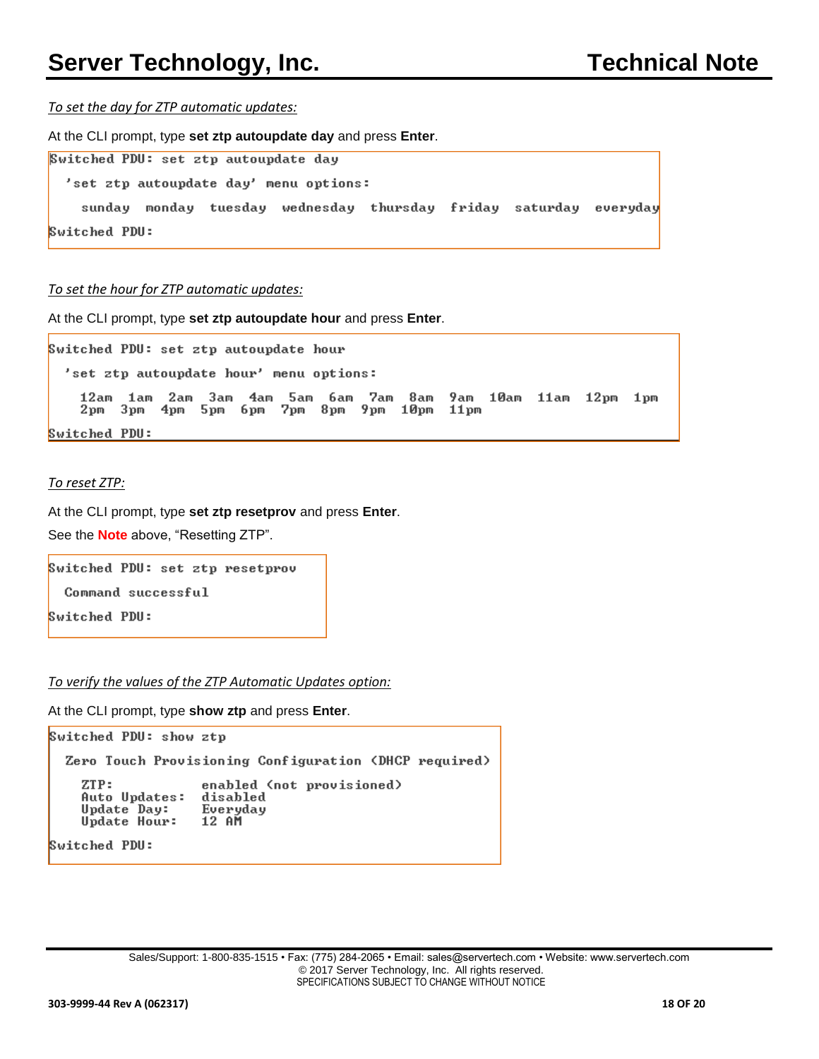*<u>To set the day for ZTP automatic updates:</u>*

At the CLI prompt, type **set ztp autoupdate day** and press **Enter**.

```
Switched PDU: set ztp autoupdate day

  'set ztp autoupdate day' menu options:

    sunday  monday  tuesday  wednesday  thursday  friday  saturday  everyday

Switched PDU:
```

*<u>To set the hour for ZTP automatic updates:</u>*

At the CLI prompt, type **set ztp autoupdate hour** and press **Enter**.

```
Switched PDU: set ztp autoupdate hour

  'set ztp autoupdate hour' menu options:

    12am  1am  2am  3am  4am  5am  6am  7am  8am  9am  10am  11am  12pm  1pm
    2pm  3pm  4pm  5pm  6pm  7pm  8pm  9pm  10pm  11pm

Switched PDU:
```

*<u>To reset ZTP:</u>*

At the CLI prompt, type **set ztp resetprov** and press **Enter**.

See the **Note** above, "Resetting ZTP".

```
Switched PDU: set ztp resetprov

  Command successful

Switched PDU:
```

*<u>To verify the values of the ZTP Automatic Updates option:</u>*

At the CLI prompt, type **show ztp** and press **Enter**.

```
Switched PDU: show ztp

  Zero Touch Provisioning Configuration (DHCP required)

    ZTP:           enabled (not provisioned)
    Auto Updates:  disabled
    Update Day:    Everyday
    Update Hour:   12 AM

Switched PDU:
```

Sales/Support: 1-800-835-1515 • Fax: (775) 284-2065 • Email: sales@servertech.com • Website: www.servertech.com
© 2017 Server Technology, Inc. All rights reserved.
SPECIFICATIONS SUBJECT TO CHANGE WITHOUT NOTICE

303-9999-44 Rev A (062317)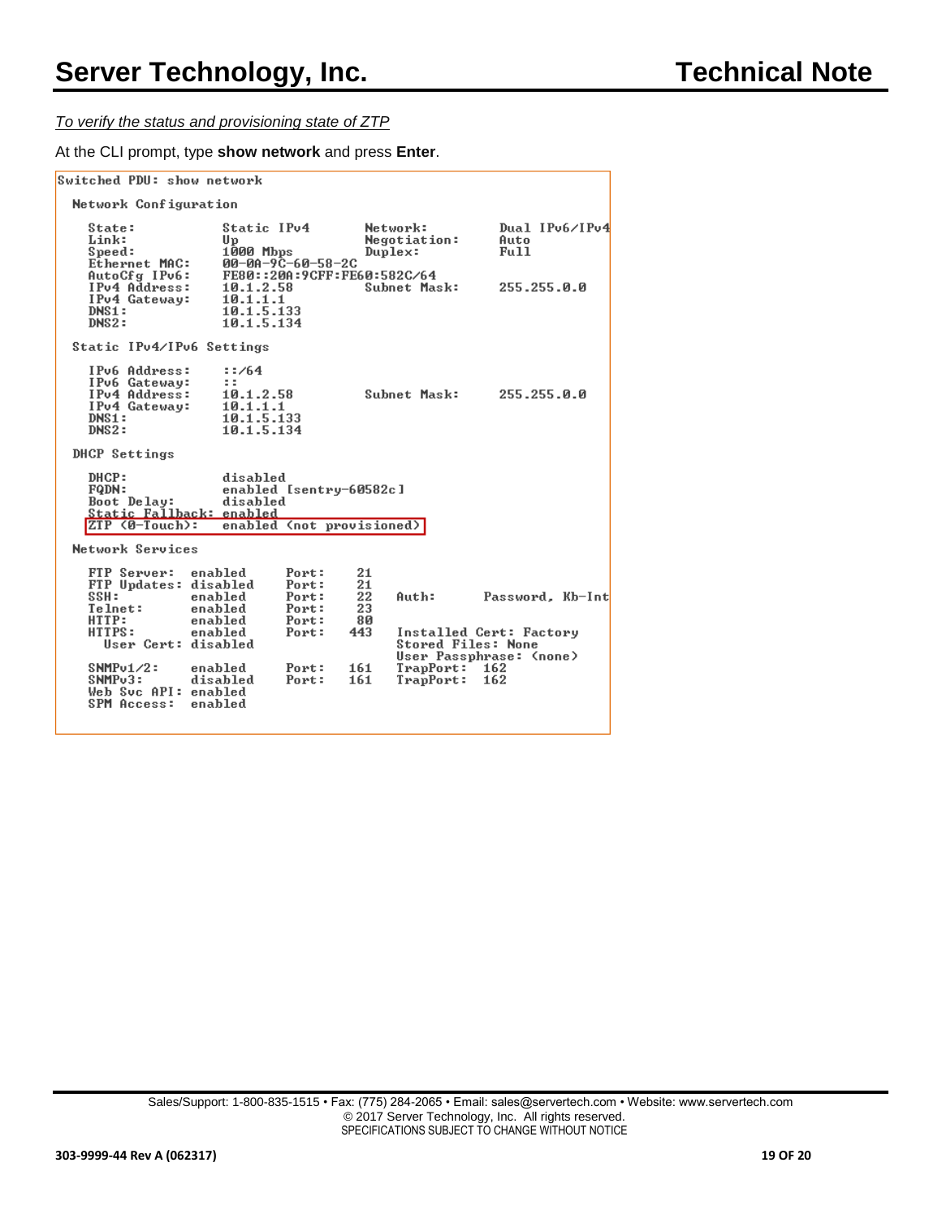*To verify the status and provisioning state of ZTP*

At the CLI prompt, type **show network** and press **Enter**.

```
Switched PDU: show network

  Network Configuration

    State:            Static IPv4       Network:         Dual IPv6/IPv4
    Link:             Up                Negotiation:     Auto
    Speed:            1000 Mbps         Duplex:          Full
    Ethernet MAC:     00-0A-9C-60-58-2C
    AutoCfg IPv6:     FE80::20A:9CFF:FE60:582C/64
    IPv4 Address:     10.1.2.58         Subnet Mask:     255.255.0.0
    IPv4 Gateway:     10.1.1.1
    DNS1:             10.1.5.133
    DNS2:             10.1.5.134

  Static IPv4/IPv6 Settings

    IPv6 Address:     ::/64
    IPv6 Gateway:     ::
    IPv4 Address:     10.1.2.58         Subnet Mask:     255.255.0.0
    IPv4 Gateway:     10.1.1.1
    DNS1:             10.1.5.133
    DNS2:             10.1.5.134

  DHCP Settings

    DHCP:             disabled
    FQDN:             enabled [sentry-60582c]
    Boot Delay:       disabled
    Static Fallback:  enabled
    ZTP (0-Touch):    enabled (not provisioned)

  Network Services

    FTP Server:  enabled    Port:    21
    FTP Updates: disabled   Port:    21
    SSH:         enabled    Port:    22    Auth:        Password, Kb-Int
    Telnet:      enabled    Port:    23
    HTTP:        enabled    Port:    80
    HTTPS:       enabled    Port:   443    Installed Cert: Factory
      User Cert: disabled                  Stored Files: None
                                           User Passphrase: (none)
    SNMPv1/2:    enabled    Port:   161    TrapPort:  162
    SNMPv3:      disabled   Port:   161    TrapPort:  162
    Web Svc API: enabled
    SPM Access:  enabled
```

Sales/Support: 1-800-835-1515 • Fax: (775) 284-2065 • Email: sales@servertech.com • Website: www.servertech.com
© 2017 Server Technology, Inc. All rights reserved.
SPECIFICATIONS SUBJECT TO CHANGE WITHOUT NOTICE

303-9999-44 Rev A (062317)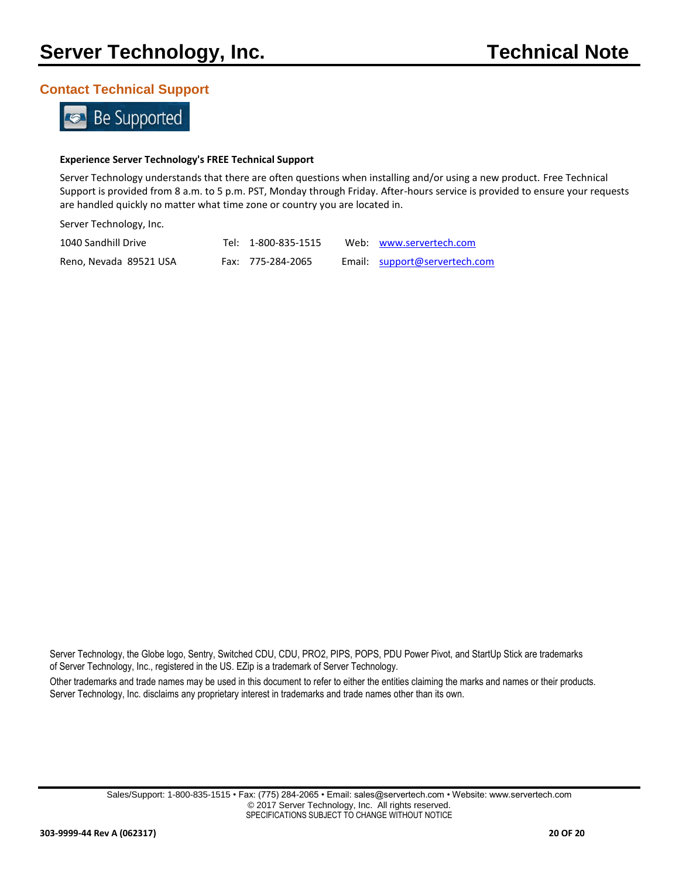## Contact Technical Support

Be Supported

**Experience Server Technology's FREE Technical Support**

Server Technology understands that there are often questions when installing and/or using a new product. Free Technical Support is provided from 8 a.m. to 5 p.m. PST, Monday through Friday. After-hours service is provided to ensure your requests are handled quickly no matter what time zone or country you are located in.

Server Technology, Inc.

| | | |
|---|---|---|
| 1040 Sandhill Drive | Tel: 1-800-835-1515 | Web: www.servertech.com |
| Reno, Nevada 89521 USA | Fax: 775-284-2065 | Email: support@servertech.com |

Server Technology, the Globe logo, Sentry, Switched CDU, CDU, PRO2, PIPS, POPS, PDU Power Pivot, and StartUp Stick are trademarks of Server Technology, Inc., registered in the US. EZip is a trademark of Server Technology.

Other trademarks and trade names may be used in this document to refer to either the entities claiming the marks and names or their products. Server Technology, Inc. disclaims any proprietary interest in trademarks and trade names other than its own.